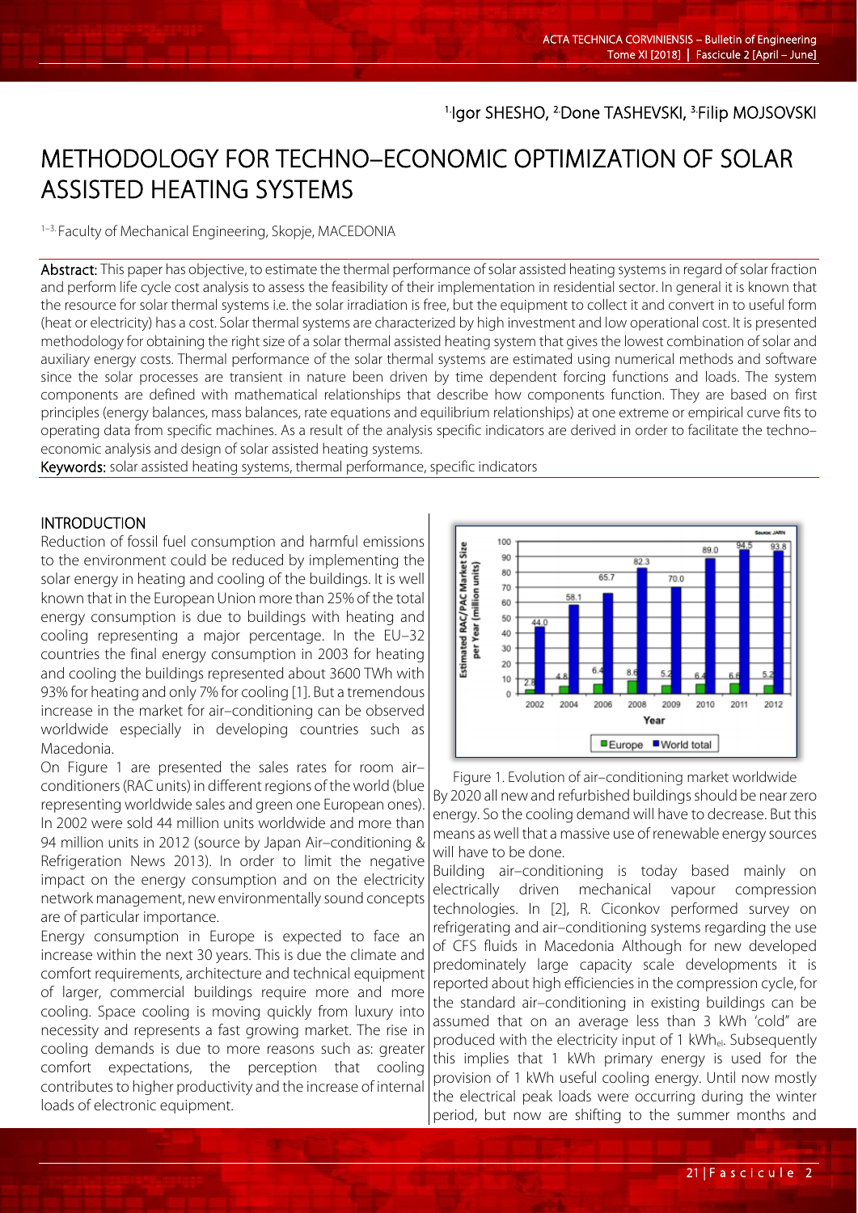[1.]Igor SHESHO, [2.]Done TASHEVSKI, [3.]Filip MOJSOVSKI

# METHODOLOGY FOR TECHNO–ECONOMIC OPTIMIZATION OF SOLAR ASSISTED HEATING SYSTEMS

[1–3.] Faculty of Mechanical Engineering, Skopje, MACEDONIA

**Abstract:** This paper has objective, to estimate the thermal performance of solar assisted heating systems in regard of solar fraction and perform life cycle cost analysis to assess the feasibility of their implementation in residential sector. In general it is known that the resource for solar thermal systems i.e. the solar irradiation is free, but the equipment to collect it and convert in to useful form (heat or electricity) has a cost. Solar thermal systems are characterized by high investment and low operational cost. It is presented methodology for obtaining the right size of a solar thermal assisted heating system that gives the lowest combination of solar and auxiliary energy costs. Thermal performance of the solar thermal systems are estimated using numerical methods and software since the solar processes are transient in nature been driven by time dependent forcing functions and loads. The system components are defined with mathematical relationships that describe how components function. They are based on first principles (energy balances, mass balances, rate equations and equilibrium relationships) at one extreme or empirical curve fits to operating data from specific machines. As a result of the analysis specific indicators are derived in order to facilitate the techno–economic analysis and design of solar assisted heating systems.

**Keywords:** solar assisted heating systems, thermal performance, specific indicators

## INTRODUCTION

Reduction of fossil fuel consumption and harmful emissions to the environment could be reduced by implementing the solar energy in heating and cooling of the buildings. It is well known that in the European Union more than 25% of the total energy consumption is due to buildings with heating and cooling representing a major percentage. In the EU–32 countries the final energy consumption in 2003 for heating and cooling the buildings represented about 3600 TWh with 93% for heating and only 7% for cooling [1]. But a tremendous increase in the market for air–conditioning can be observed worldwide especially in developing countries such as Macedonia.

On Figure 1 are presented the sales rates for room air–conditioners (RAC units) in different regions of the world (blue representing worldwide sales and green one European ones). In 2002 were sold 44 million units worldwide and more than 94 million units in 2012 (source by Japan Air–conditioning & Refrigeration News 2013). In order to limit the negative impact on the energy consumption and on the electricity network management, new environmentally sound concepts are of particular importance.

Energy consumption in Europe is expected to face an increase within the next 30 years. This is due the climate and comfort requirements, architecture and technical equipment of larger, commercial buildings require more and more cooling. Space cooling is moving quickly from luxury into necessity and represents a fast growing market. The rise in cooling demands is due to more reasons such as: greater comfort expectations, the perception that cooling contributes to higher productivity and the increase of internal loads of electronic equipment.

| Year | Europe (million units) | World total (million units) |
|---|---|---|
| 2002 | 2.8 | 44.0 |
| 2004 | 4.8 | 58.1 |
| 2006 | 6.4 | 65.7 |
| 2008 | 8.6 | 82.3 |
| 2009 | 5.2 | 70.0 |
| 2010 | 6.4 | 89.0 |
| 2011 | 6.6 | 94.5 |
| 2012 | 5.2 | 93.8 |

Figure 1. Evolution of air–conditioning market worldwide

By 2020 all new and refurbished buildings should be near zero energy. So the cooling demand will have to decrease. But this means as well that a massive use of renewable energy sources will have to be done.

Building air–conditioning is today based mainly on electrically driven mechanical vapour compression technologies. In [2], R. Ciconkov performed survey on refrigerating and air–conditioning systems regarding the use of CFS fluids in Macedonia Although for new developed predominately large capacity scale developments it is reported about high efficiencies in the compression cycle, for the standard air–conditioning in existing buildings can be assumed that on an average less than 3 kWh 'cold" are produced with the electricity input of 1 $kWh_{el}$. Subsequently this implies that 1 kWh primary energy is used for the provision of 1 kWh useful cooling energy. Until now mostly the electrical peak loads were occurring during the winter period, but now are shifting to the summer months and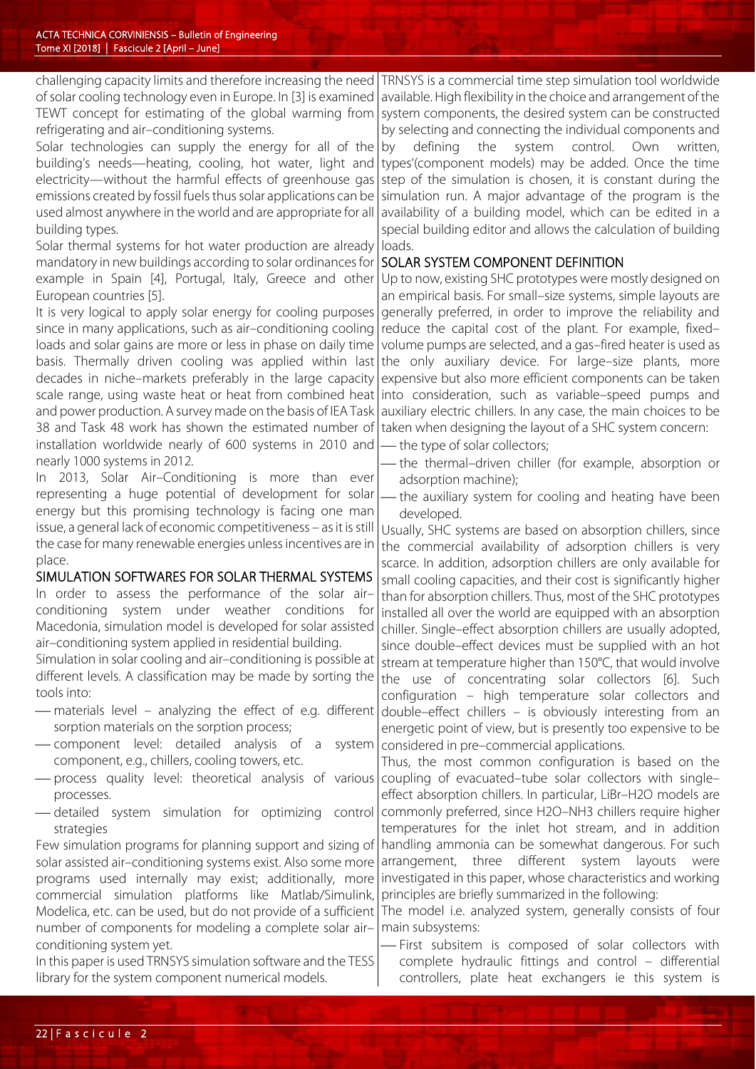challenging capacity limits and therefore increasing the need of solar cooling technology even in Europe. In [3] is examined TEWT concept for estimating of the global warming from refrigerating and air–conditioning systems.

Solar technologies can supply the energy for all of the building's needs—heating, cooling, hot water, light and electricity—without the harmful effects of greenhouse gas emissions created by fossil fuels thus solar applications can be used almost anywhere in the world and are appropriate for all building types.

Solar thermal systems for hot water production are already mandatory in new buildings according to solar ordinances for example in Spain [4], Portugal, Italy, Greece and other European countries [5].

It is very logical to apply solar energy for cooling purposes since in many applications, such as air–conditioning cooling loads and solar gains are more or less in phase on daily time basis. Thermally driven cooling was applied within last decades in niche–markets preferably in the large capacity scale range, using waste heat or heat from combined heat and power production. A survey made on the basis of IEA Task 38 and Task 48 work has shown the estimated number of installation worldwide nearly of 600 systems in 2010 and nearly 1000 systems in 2012.

In 2013, Solar Air–Conditioning is more than ever representing a huge potential of development for solar energy but this promising technology is facing one man issue, a general lack of economic competitiveness – as it is still the case for many renewable energies unless incentives are in place.

## SIMULATION SOFTWARES FOR SOLAR THERMAL SYSTEMS

In order to assess the performance of the solar air–conditioning system under weather conditions for Macedonia, simulation model is developed for solar assisted air–conditioning system applied in residential building.

Simulation in solar cooling and air–conditioning is possible at different levels. A classification may be made by sorting the tools into:

- materials level – analyzing the effect of e.g. different sorption materials on the sorption process;
- component level: detailed analysis of a system component, e.g., chillers, cooling towers, etc.
- process quality level: theoretical analysis of various processes.
- detailed system simulation for optimizing control strategies

Few simulation programs for planning support and sizing of solar assisted air–conditioning systems exist. Also some more programs used internally may exist; additionally, more commercial simulation platforms like Matlab/Simulink, Modelica, etc. can be used, but do not provide of a sufficient number of components for modeling a complete solar air–conditioning system yet.

In this paper is used TRNSYS simulation software and the TESS library for the system component numerical models.

TRNSYS is a commercial time step simulation tool worldwide available. High flexibility in the choice and arrangement of the system components, the desired system can be constructed by selecting and connecting the individual components and by defining the system control. Own written, types'(component models) may be added. Once the time step of the simulation is chosen, it is constant during the simulation run. A major advantage of the program is the availability of a building model, which can be edited in a special building editor and allows the calculation of building loads.

## SOLAR SYSTEM COMPONENT DEFINITION

Up to now, existing SHC prototypes were mostly designed on an empirical basis. For small–size systems, simple layouts are generally preferred, in order to improve the reliability and reduce the capital cost of the plant. For example, fixed–volume pumps are selected, and a gas–fired heater is used as the only auxiliary device. For large–size plants, more expensive but also more efficient components can be taken into consideration, such as variable–speed pumps and auxiliary electric chillers. In any case, the main choices to be taken when designing the layout of a SHC system concern:

- the type of solar collectors;
- the thermal–driven chiller (for example, absorption or adsorption machine);
- the auxiliary system for cooling and heating have been developed.

Usually, SHC systems are based on absorption chillers, since the commercial availability of adsorption chillers is very scarce. In addition, adsorption chillers are only available for small cooling capacities, and their cost is significantly higher than for absorption chillers. Thus, most of the SHC prototypes installed all over the world are equipped with an absorption chiller. Single–effect absorption chillers are usually adopted, since double–effect devices must be supplied with an hot stream at temperature higher than 150°C, that would involve the use of concentrating solar collectors [6]. Such configuration – high temperature solar collectors and double–effect chillers – is obviously interesting from an energetic point of view, but is presently too expensive to be considered in pre–commercial applications.

Thus, the most common configuration is based on the coupling of evacuated–tube solar collectors with single–effect absorption chillers. In particular, LiBr–$H_2O$ models are commonly preferred, since $H_2O$–$NH_3$ chillers require higher temperatures for the inlet hot stream, and in addition handling ammonia can be somewhat dangerous. For such arrangement, three different system layouts were investigated in this paper, whose characteristics and working principles are briefly summarized in the following:

The model i.e. analyzed system, generally consists of four main subsystems:

- First subsitem is composed of solar collectors with complete hydraulic fittings and control – differential controllers, plate heat exchangers ie this system is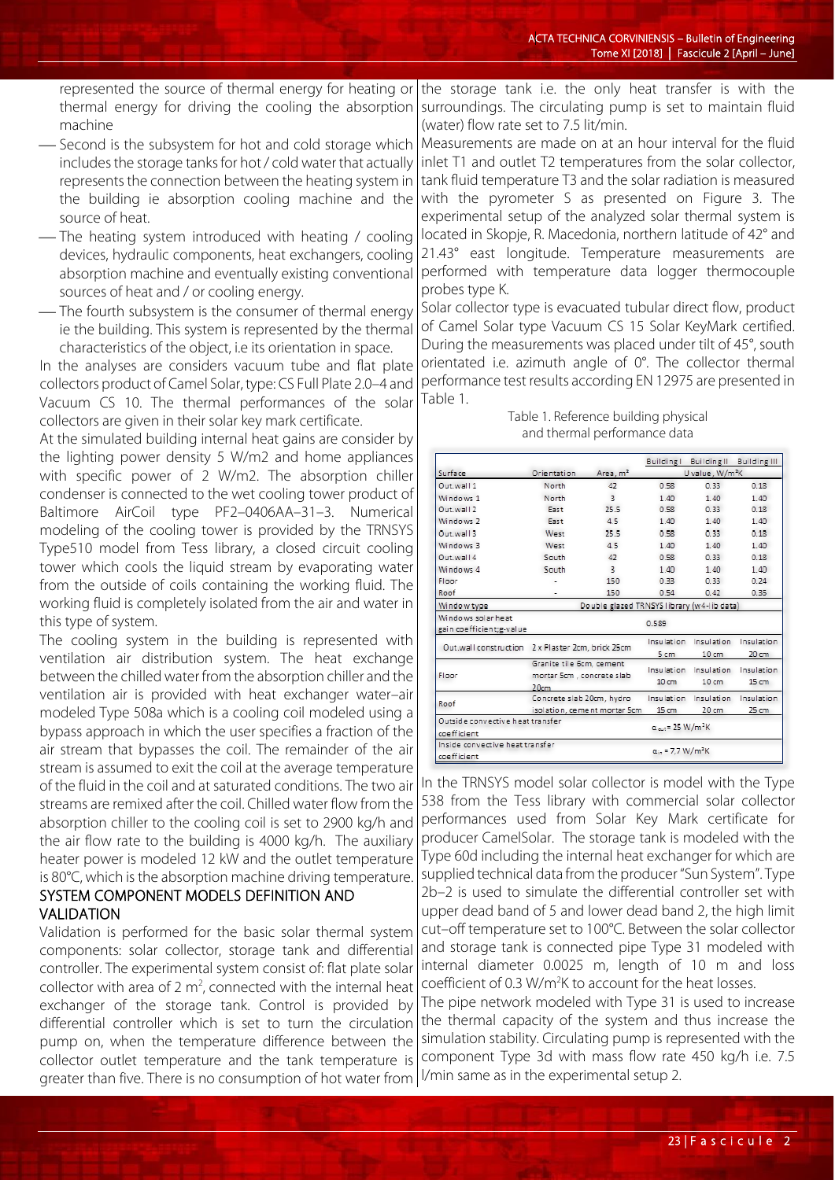represented the source of thermal energy for heating or thermal energy for driving the cooling the absorption machine

- Second is the subsystem for hot and cold storage which includes the storage tanks for hot / cold water that actually represents the connection between the heating system in the building ie absorption cooling machine and the source of heat.
- The heating system introduced with heating / cooling devices, hydraulic components, heat exchangers, cooling absorption machine and eventually existing conventional sources of heat and / or cooling energy.
- The fourth subsystem is the consumer of thermal energy ie the building. This system is represented by the thermal characteristics of the object, i.e its orientation in space.

In the analyses are considers vacuum tube and flat plate collectors product of Camel Solar, type: CS Full Plate 2.0–4 and Vacuum CS 10. The thermal performances of the solar collectors are given in their solar key mark certificate.

At the simulated building internal heat gains are consider by the lighting power density 5 W/m2 and home appliances with specific power of 2 W/m2. The absorption chiller condenser is connected to the wet cooling tower product of Baltimore AirCoil type PF2–0406AA–31–3. Numerical modeling of the cooling tower is provided by the TRNSYS Type510 model from Tess library, a closed circuit cooling tower which cools the liquid stream by evaporating water from the outside of coils containing the working fluid. The working fluid is completely isolated from the air and water in this type of system.

The cooling system in the building is represented with ventilation air distribution system. The heat exchange between the chilled water from the absorption chiller and the ventilation air is provided with heat exchanger water–air modeled Type 508a which is a cooling coil modeled using a bypass approach in which the user specifies a fraction of the air stream that bypasses the coil. The remainder of the air stream is assumed to exit the coil at the average temperature of the fluid in the coil and at saturated conditions. The two air streams are remixed after the coil. Chilled water flow from the absorption chiller to the cooling coil is set to 2900 kg/h and the air flow rate to the building is 4000 kg/h. The auxiliary heater power is modeled 12 kW and the outlet temperature is 80°C, which is the absorption machine driving temperature.

## SYSTEM COMPONENT MODELS DEFINITION AND VALIDATION

Validation is performed for the basic solar thermal system components: solar collector, storage tank and differential controller. The experimental system consist of: flat plate solar collector with area of 2 m$^2$, connected with the internal heat exchanger of the storage tank. Control is provided by differential controller which is set to turn the circulation pump on, when the temperature difference between the collector outlet temperature and the tank temperature is greater than five. There is no consumption of hot water from the storage tank i.e. the only heat transfer is with the surroundings. The circulating pump is set to maintain fluid (water) flow rate set to 7.5 lit/min.

Measurements are made on at an hour interval for the fluid inlet T1 and outlet T2 temperatures from the solar collector, tank fluid temperature T3 and the solar radiation is measured with the pyrometer S as presented on Figure 3. The experimental setup of the analyzed solar thermal system is located in Skopje, R. Macedonia, northern latitude of 42° and 21.43° east longitude. Temperature measurements are performed with temperature data logger thermocouple probes type K.

Solar collector type is evacuated tubular direct flow, product of Camel Solar type Vacuum CS 15 Solar KeyMark certified. During the measurements was placed under tilt of 45°, south orientated i.e. azimuth angle of 0°. The collector thermal performance test results according EN 12975 are presented in Table 1.

Table 1. Reference building physical and thermal performance data

| Surface | Orientation | Area, m$^2$ | Building I | Building II | Building III |
|---|---|---|---|---|---|
| | | | U value, W/m$^2$K | | |
| Out.wall 1 | North | 42 | 0.58 | 0.33 | 0.18 |
| Windows 1 | North | 3 | 1.40 | 1.40 | 1.40 |
| Out.wall 2 | East | 25.5 | 0.58 | 0.33 | 0.18 |
| Windows 2 | East | 4.5 | 1.40 | 1.40 | 1.40 |
| Out.wall 3 | West | 25.5 | 0.58 | 0.33 | 0.18 |
| Windows 3 | West | 4.5 | 1.40 | 1.40 | 1.40 |
| Out.wall 4 | South | 42 | 0.58 | 0.33 | 0.18 |
| Windows 4 | South | 3 | 1.40 | 1.40 | 1.40 |
| Floor | - | 150 | 0.33 | 0.33 | 0.24 |
| Roof | - | 150 | 0.54 | 0.42 | 0.35 |
| Window type | Double glazed TRNSYS library (w4-lib data) | | | | |
| Windows solar heat gain coefficient;g-value | 0.589 | | | | |
| Out.wall construction | 2 x Plaster 2cm, brick 25cm | | Insulation 5 cm | Insulation 10 cm | Insulation 20 cm |
| Floor | Granite tile 6cm, cement mortar 5cm, concrete slab 20cm | | Insulation 10 cm | Insulation 10 cm | Insulation 15 cm |
| Roof | Concrete slab 20cm, hydro isolation, cement mortar 5cm | | Insulation 15 cm | Insulation 20 cm | Insulation 25 cm |
| Outside convective heat transfer coefficient | $\alpha_{out}$ = 25 W/m$^2$K | | | | |
| Inside convective heat transfer coefficient | $\alpha_{in}$ = 7,7 W/m$^2$K | | | | |

In the TRNSYS model solar collector is model with the Type 538 from the Tess library with commercial solar collector performances used from Solar Key Mark certificate for producer CamelSolar. The storage tank is modeled with the Type 60d including the internal heat exchanger for which are supplied technical data from the producer "Sun System". Type 2b–2 is used to simulate the differential controller set with upper dead band of 5 and lower dead band 2, the high limit cut–off temperature set to 100°C. Between the solar collector and storage tank is connected pipe Type 31 modeled with internal diameter 0.0025 m, length of 10 m and loss coefficient of 0.3 W/m$^2$K to account for the heat losses.

The pipe network modeled with Type 31 is used to increase the thermal capacity of the system and thus increase the simulation stability. Circulating pump is represented with the component Type 3d with mass flow rate 450 kg/h i.e. 7.5 l/min same as in the experimental setup 2.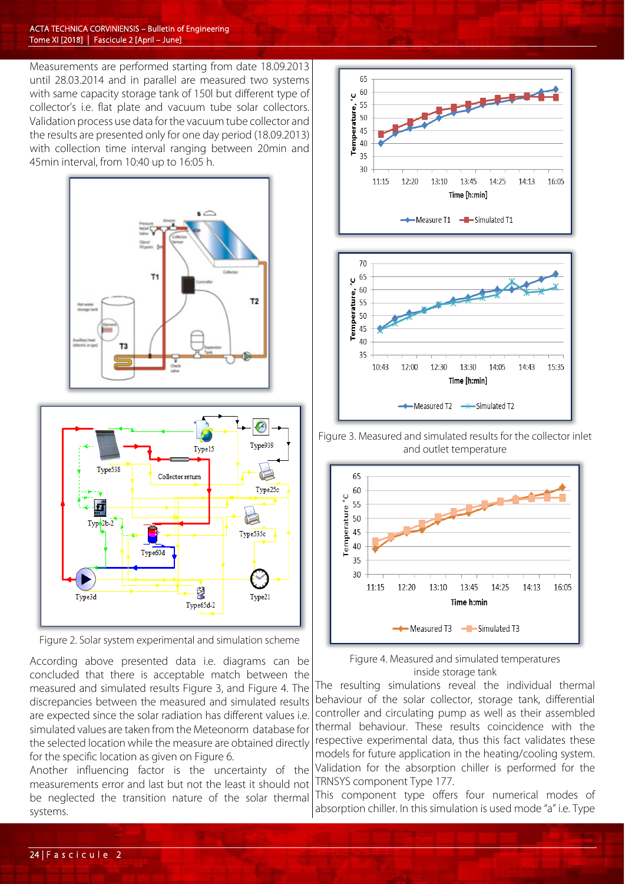Measurements are performed starting from date 18.09.2013 until 28.03.2014 and in parallel are measured two systems with same capacity storage tank of 150l but different type of collector's i.e. flat plate and vacuum tube solar collectors. Validation process use data for the vacuum tube collector and the results are presented only for one day period (18.09.2013) with collection time interval ranging between 20min and 45min interval, from 10:40 up to 16:05 h.

Figure 2. Solar system experimental and simulation scheme

According above presented data i.e. diagrams can be concluded that there is acceptable match between the measured and simulated results Figure 3, and Figure 4. The discrepancies between the measured and simulated results are expected since the solar radiation has different values i.e. simulated values are taken from the Meteonorm database for the selected location while the measure are obtained directly for the specific location as given on Figure 6.

Another influencing factor is the uncertainty of the measurements error and last but not the least it should not be neglected the transition nature of the solar thermal systems.

Figure 3. Measured and simulated results for the collector inlet and outlet temperature

Figure 4. Measured and simulated temperatures inside storage tank

The resulting simulations reveal the individual thermal behaviour of the solar collector, storage tank, differential controller and circulating pump as well as their assembled thermal behaviour. These results coincidence with the respective experimental data, thus this fact validates these models for future application in the heating/cooling system.

Validation for the absorption chiller is performed for the TRNSYS component Type 177.

This component type offers four numerical modes of absorption chiller. In this simulation is used mode "a" i.e. Type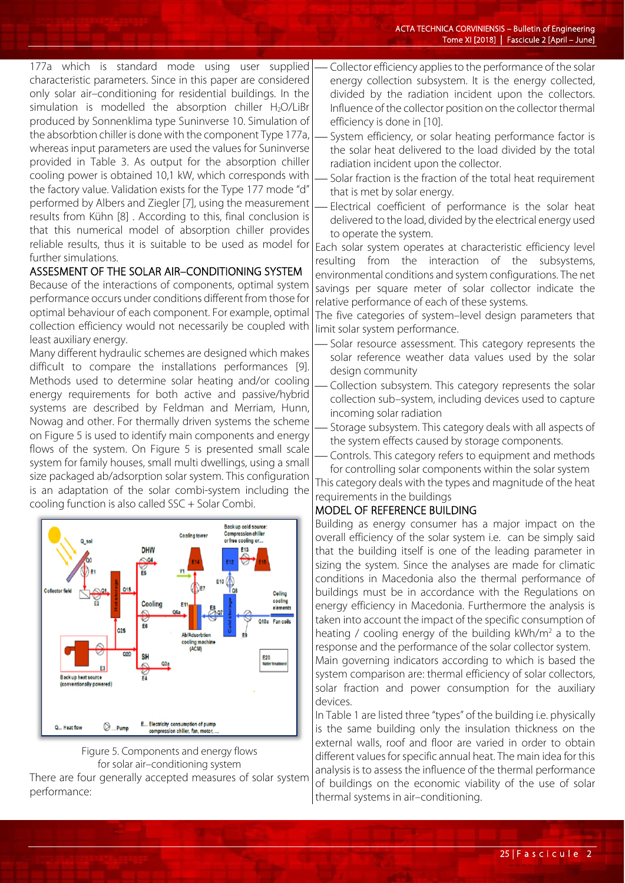177a which is standard mode using user supplied characteristic parameters. Since in this paper are considered only solar air–conditioning for residential buildings. In the simulation is modelled the absorption chiller $H_2O$/LiBr produced by Sonnenklima type Suninverse 10. Simulation of the absorbtion chiller is done with the component Type 177a, whereas input parameters are used the values for Suninverse provided in Table 3. As output for the absorption chiller cooling power is obtained 10,1 kW, which corresponds with the factory value. Validation exists for the Type 177 mode "d" performed by Albers and Ziegler [7], using the measurement results from Kühn [8] . According to this, final conclusion is that this numerical model of absorption chiller provides reliable results, thus it is suitable to be used as model for further simulations.

## ASSESMENT OF THE SOLAR AIR–CONDITIONING SYSTEM

Because of the interactions of components, optimal system performance occurs under conditions different from those for optimal behaviour of each component. For example, optimal collection efficiency would not necessarily be coupled with least auxiliary energy.

Many different hydraulic schemes are designed which makes difficult to compare the installations performances [9]. Methods used to determine solar heating and/or cooling energy requirements for both active and passive/hybrid systems are described by Feldman and Merriam, Hunn, Nowag and other. For thermally driven systems the scheme on Figure 5 is used to identify main components and energy flows of the system. On Figure 5 is presented small scale system for family houses, small multi dwellings, using a small size packaged ab/adsorption solar system. This configuration is an adaptation of the solar combi-system including the cooling function is also called SSC + Solar Combi.

Figure 5. Components and energy flows for solar air–conditioning system

There are four generally accepted measures of solar system performance:

- Collector efficiency applies to the performance of the solar energy collection subsystem. It is the energy collected, divided by the radiation incident upon the collectors. Influence of the collector position on the collector thermal efficiency is done in [10].
- System efficiency, or solar heating performance factor is the solar heat delivered to the load divided by the total radiation incident upon the collector.
- Solar fraction is the fraction of the total heat requirement that is met by solar energy.
- Electrical coefficient of performance is the solar heat delivered to the load, divided by the electrical energy used to operate the system.

Each solar system operates at characteristic efficiency level resulting from the interaction of the subsystems, environmental conditions and system configurations. The net savings per square meter of solar collector indicate the relative performance of each of these systems.

The five categories of system–level design parameters that limit solar system performance.

- Solar resource assessment. This category represents the solar reference weather data values used by the solar design community
- Collection subsystem. This category represents the solar collection sub–system, including devices used to capture incoming solar radiation
- Storage subsystem. This category deals with all aspects of the system effects caused by storage components.
- Controls. This category refers to equipment and methods for controlling solar components within the solar system

This category deals with the types and magnitude of the heat requirements in the buildings

## MODEL OF REFERENCE BUILDING

Building as energy consumer has a major impact on the overall efficiency of the solar system i.e. can be simply said that the building itself is one of the leading parameter in sizing the system. Since the analyses are made for climatic conditions in Macedonia also the thermal performance of buildings must be in accordance with the Regulations on energy efficiency in Macedonia. Furthermore the analysis is taken into account the impact of the specific consumption of heating / cooling energy of the building kWh/m$^2$ a to the response and the performance of the solar collector system.

Main governing indicators according to which is based the system comparison are: thermal efficiency of solar collectors, solar fraction and power consumption for the auxiliary devices.

In Table 1 are listed three "types" of the building i.e. physically is the same building only the insulation thickness on the external walls, roof and floor are varied in order to obtain different values for specific annual heat. The main idea for this analysis is to assess the influence of the thermal performance of buildings on the economic viability of the use of solar thermal systems in air–conditioning.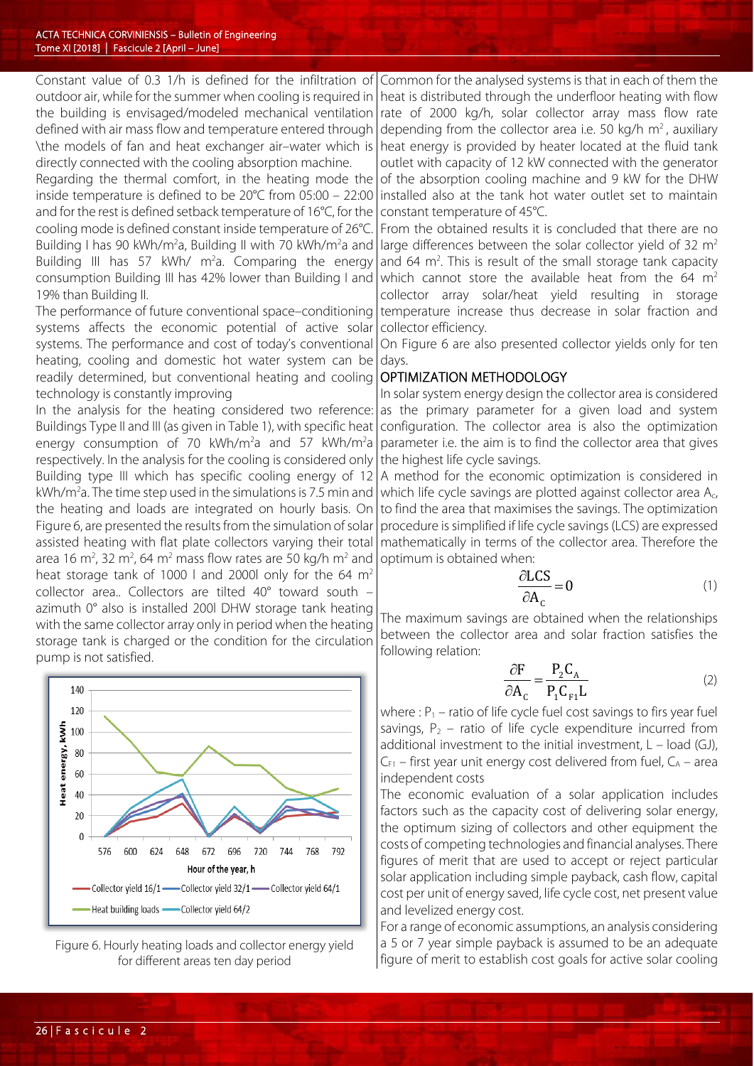Constant value of 0.3 1/h is defined for the infiltration of outdoor air, while for the summer when cooling is required in the building is envisaged/modeled mechanical ventilation defined with air mass flow and temperature entered through \the models of fan and heat exchanger air–water which is directly connected with the cooling absorption machine.

Regarding the thermal comfort, in the heating mode the inside temperature is defined to be 20°C from 05:00 – 22:00 and for the rest is defined setback temperature of 16°C, for the cooling mode is defined constant inside temperature of 26°C. Building I has 90 kWh/m$^2$a, Building II with 70 kWh/m$^2$a and Building III has 57 kWh/ m$^2$a. Comparing the energy consumption Building III has 42% lower than Building I and 19% than Building II.

The performance of future conventional space–conditioning systems affects the economic potential of active solar systems. The performance and cost of today's conventional heating, cooling and domestic hot water system can be readily determined, but conventional heating and cooling technology is constantly improving

In the analysis for the heating considered two reference: Buildings Type II and III (as given in Table 1), with specific heat energy consumption of 70 kWh/m$^2$a and 57 kWh/m$^2$a respectively. In the analysis for the cooling is considered only Building type III which has specific cooling energy of 12 kWh/m$^2$a. The time step used in the simulations is 7.5 min and the heating and loads are integrated on hourly basis. On Figure 6, are presented the results from the simulation of solar assisted heating with flat plate collectors varying their total area 16 m$^2$, 32 m$^2$, 64 m$^2$ mass flow rates are 50 kg/h m$^2$ and heat storage tank of 1000 l and 2000l only for the 64 m$^2$ collector area.. Collectors are tilted 40° toward south – azimuth 0° also is installed 200l DHW storage tank heating with the same collector array only in period when the heating storage tank is charged or the condition for the circulation pump is not satisfied.

Figure 6. Hourly heating loads and collector energy yield for different areas ten day period

Common for the analysed systems is that in each of them the heat is distributed through the underfloor heating with flow rate of 2000 kg/h, solar collector array mass flow rate depending from the collector area i.e. 50 kg/h m$^2$ , auxiliary heat energy is provided by heater located at the fluid tank outlet with capacity of 12 kW connected with the generator of the absorption cooling machine and 9 kW for the DHW installed also at the tank hot water outlet set to maintain constant temperature of 45°C.

From the obtained results it is concluded that there are no large differences between the solar collector yield of 32 m$^2$ and 64 m$^2$. This is result of the small storage tank capacity which cannot store the available heat from the 64 m$^2$ collector array solar/heat yield resulting in storage temperature increase thus decrease in solar fraction and collector efficiency.

On Figure 6 are also presented collector yields only for ten days.

## OPTIMIZATION METHODOLOGY

In solar system energy design the collector area is considered as the primary parameter for a given load and system configuration. The collector area is also the optimization parameter i.e. the aim is to find the collector area that gives the highest life cycle savings.

A method for the economic optimization is considered in which life cycle savings are plotted against collector area $A_c$, to find the area that maximises the savings. The optimization procedure is simplified if life cycle savings (LCS) are expressed mathematically in terms of the collector area. Therefore the optimum is obtained when:

$$\frac{\partial LCS}{\partial A_c} = 0 \tag{1}$$

The maximum savings are obtained when the relationships between the collector area and solar fraction satisfies the following relation:

$$\frac{\partial F}{\partial A_c} = \frac{P_2 C_A}{P_1 C_{F1} L} \tag{2}$$

where : $P_1$ – ratio of life cycle fuel cost savings to firs year fuel savings, $P_2$ – ratio of life cycle expenditure incurred from additional investment to the initial investment, L – load (GJ), $C_{F1}$ – first year unit energy cost delivered from fuel, $C_A$ – area independent costs

The economic evaluation of a solar application includes factors such as the capacity cost of delivering solar energy, the optimum sizing of collectors and other equipment the costs of competing technologies and financial analyses. There figures of merit that are used to accept or reject particular solar application including simple payback, cash flow, capital cost per unit of energy saved, life cycle cost, net present value and levelized energy cost.

For a range of economic assumptions, an analysis considering a 5 or 7 year simple payback is assumed to be an adequate figure of merit to establish cost goals for active solar cooling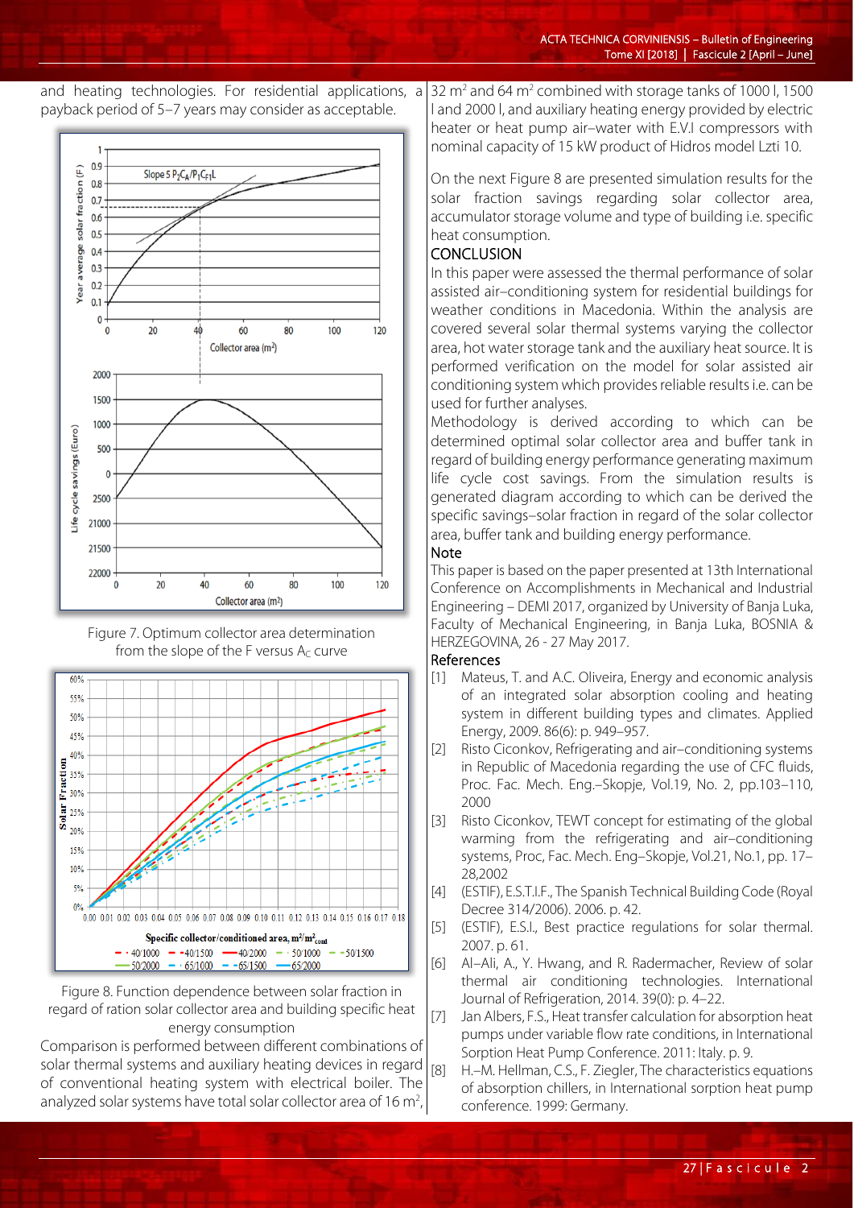and heating technologies. For residential applications, a payback period of 5–7 years may consider as acceptable.

Figure 7. Optimum collector area determination from the slope of the F versus $A_C$ curve

Figure 8. Function dependence between solar fraction in regard of ration solar collector area and building specific heat energy consumption

Comparison is performed between different combinations of solar thermal systems and auxiliary heating devices in regard of conventional heating system with electrical boiler. The analyzed solar systems have total solar collector area of 16 m$^2$, 32 m$^2$ and 64 m$^2$ combined with storage tanks of 1000 l, 1500 l and 2000 l, and auxiliary heating energy provided by electric heater or heat pump air–water with E.V.I compressors with nominal capacity of 15 kW product of Hidros model Lzti 10.

On the next Figure 8 are presented simulation results for the solar fraction savings regarding solar collector area, accumulator storage volume and type of building i.e. specific heat consumption.

## CONCLUSION

In this paper were assessed the thermal performance of solar assisted air–conditioning system for residential buildings for weather conditions in Macedonia. Within the analysis are covered several solar thermal systems varying the collector area, hot water storage tank and the auxiliary heat source. It is performed verification on the model for solar assisted air conditioning system which provides reliable results i.e. can be used for further analyses.

Methodology is derived according to which can be determined optimal solar collector area and buffer tank in regard of building energy performance generating maximum life cycle cost savings. From the simulation results is generated diagram according to which can be derived the specific savings–solar fraction in regard of the solar collector area, buffer tank and building energy performance.

### Note

This paper is based on the paper presented at 13th International Conference on Accomplishments in Mechanical and Industrial Engineering – DEMI 2017, organized by University of Banja Luka, Faculty of Mechanical Engineering, in Banja Luka, BOSNIA & HERZEGOVINA, 26 - 27 May 2017.

### References

[1] Mateus, T. and A.C. Oliveira, Energy and economic analysis of an integrated solar absorption cooling and heating system in different building types and climates. Applied Energy, 2009. 86(6): p. 949–957.

[2] Risto Ciconkov, Refrigerating and air–conditioning systems in Republic of Macedonia regarding the use of CFC fluids, Proc. Fac. Mech. Eng.–Skopje, Vol.19, No. 2, pp.103–110, 2000

[3] Risto Ciconkov, TEWT concept for estimating of the global warming from the refrigerating and air–conditioning systems, Proc, Fac. Mech. Eng–Skopje, Vol.21, No.1, pp. 17–28,2002

[4] (ESTIF), E.S.T.I.F., The Spanish Technical Building Code (Royal Decree 314/2006). 2006. p. 42.

[5] (ESTIF), E.S.I., Best practice regulations for solar thermal. 2007. p. 61.

[6] Al–Ali, A., Y. Hwang, and R. Radermacher, Review of solar thermal air conditioning technologies. International Journal of Refrigeration, 2014. 39(0): p. 4–22.

[7] Jan Albers, F.S., Heat transfer calculation for absorption heat pumps under variable flow rate conditions, in International Sorption Heat Pump Conference. 2011: Italy. p. 9.

[8] H.–M. Hellman, C.S., F. Ziegler, The characteristics equations of absorption chillers, in International sorption heat pump conference. 1999: Germany.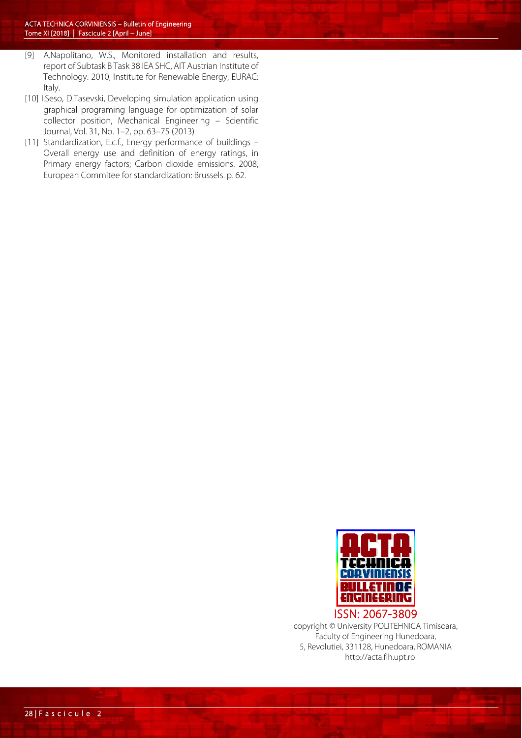[9] A.Napolitano, W.S., Monitored installation and results, report of Subtask B Task 38 IEA SHC, AIT Austrian Institute of Technology. 2010, Institute for Renewable Energy, EURAC: Italy.

[10] I.Seso, D.Tasevski, Developing simulation application using graphical programing language for optimization of solar collector position, Mechanical Engineering – Scientific Journal, Vol. 31, No. 1–2, pp. 63–75 (2013)

[11] Standardization, E.c.f., Energy performance of buildings – Overall energy use and definition of energy ratings, in Primary energy factors; Carbon dioxide emissions. 2008, European Commitee for standardization: Brussels. p. 62.

ISSN: 2067-3809

copyright © University POLITEHNICA Timisoara, Faculty of Engineering Hunedoara, 5, Revolutiei, 331128, Hunedoara, ROMANIA
http://acta.fih.upt.ro